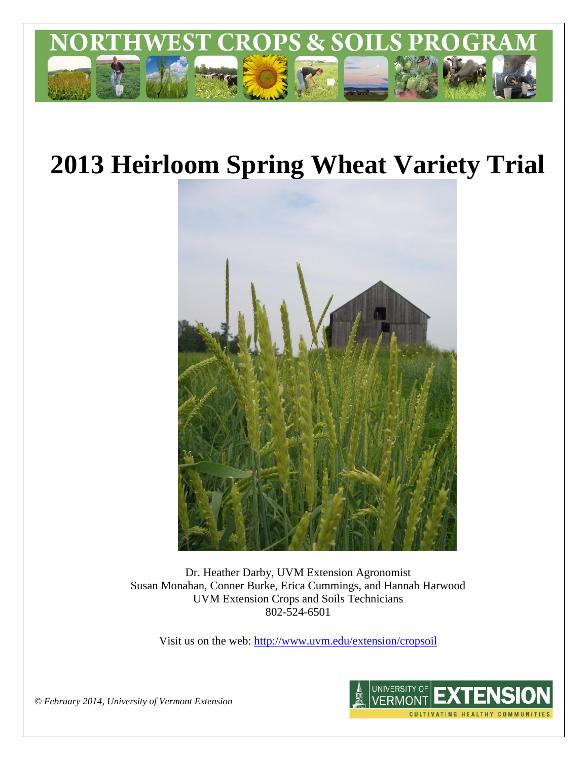# NORTHWEST CROPS & SOILS PROGRAM

# 2013 Heirloom Spring Wheat Variety Trial

Dr. Heather Darby, UVM Extension Agronomist
Susan Monahan, Conner Burke, Erica Cummings, and Hannah Harwood
UVM Extension Crops and Soils Technicians
802-524-6501

Visit us on the web: http://www.uvm.edu/extension/cropsoil

*© February 2014, University of Vermont Extension*

UNIVERSITY OF VERMONT EXTENSION
CULTIVATING HEALTHY COMMUNITIES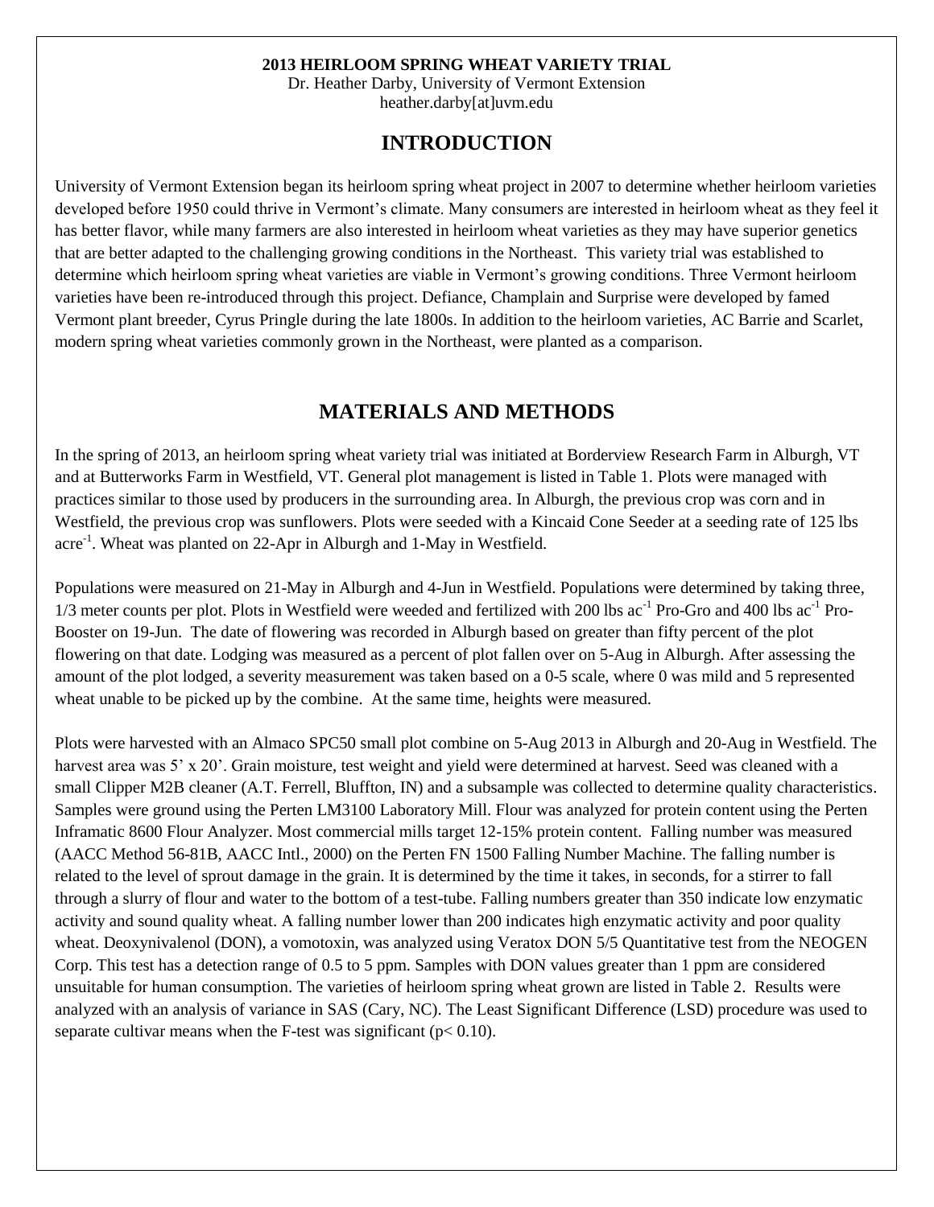**2013 HEIRLOOM SPRING WHEAT VARIETY TRIAL**

Dr. Heather Darby, University of Vermont Extension

heather.darby[at]uvm.edu

## INTRODUCTION

University of Vermont Extension began its heirloom spring wheat project in 2007 to determine whether heirloom varieties developed before 1950 could thrive in Vermont's climate. Many consumers are interested in heirloom wheat as they feel it has better flavor, while many farmers are also interested in heirloom wheat varieties as they may have superior genetics that are better adapted to the challenging growing conditions in the Northeast. This variety trial was established to determine which heirloom spring wheat varieties are viable in Vermont's growing conditions. Three Vermont heirloom varieties have been re-introduced through this project. Defiance, Champlain and Surprise were developed by famed Vermont plant breeder, Cyrus Pringle during the late 1800s. In addition to the heirloom varieties, AC Barrie and Scarlet, modern spring wheat varieties commonly grown in the Northeast, were planted as a comparison.

## MATERIALS AND METHODS

In the spring of 2013, an heirloom spring wheat variety trial was initiated at Borderview Research Farm in Alburgh, VT and at Butterworks Farm in Westfield, VT. General plot management is listed in Table 1. Plots were managed with practices similar to those used by producers in the surrounding area. In Alburgh, the previous crop was corn and in Westfield, the previous crop was sunflowers. Plots were seeded with a Kincaid Cone Seeder at a seeding rate of 125 lbs acre$^{-1}$. Wheat was planted on 22-Apr in Alburgh and 1-May in Westfield.

Populations were measured on 21-May in Alburgh and 4-Jun in Westfield. Populations were determined by taking three, 1/3 meter counts per plot. Plots in Westfield were weeded and fertilized with 200 lbs ac$^{-1}$ Pro-Gro and 400 lbs ac$^{-1}$ Pro-Booster on 19-Jun. The date of flowering was recorded in Alburgh based on greater than fifty percent of the plot flowering on that date. Lodging was measured as a percent of plot fallen over on 5-Aug in Alburgh. After assessing the amount of the plot lodged, a severity measurement was taken based on a 0-5 scale, where 0 was mild and 5 represented wheat unable to be picked up by the combine. At the same time, heights were measured.

Plots were harvested with an Almaco SPC50 small plot combine on 5-Aug 2013 in Alburgh and 20-Aug in Westfield. The harvest area was 5' x 20'. Grain moisture, test weight and yield were determined at harvest. Seed was cleaned with a small Clipper M2B cleaner (A.T. Ferrell, Bluffton, IN) and a subsample was collected to determine quality characteristics. Samples were ground using the Perten LM3100 Laboratory Mill. Flour was analyzed for protein content using the Perten Inframatic 8600 Flour Analyzer. Most commercial mills target 12-15% protein content. Falling number was measured (AACC Method 56-81B, AACC Intl., 2000) on the Perten FN 1500 Falling Number Machine. The falling number is related to the level of sprout damage in the grain. It is determined by the time it takes, in seconds, for a stirrer to fall through a slurry of flour and water to the bottom of a test-tube. Falling numbers greater than 350 indicate low enzymatic activity and sound quality wheat. A falling number lower than 200 indicates high enzymatic activity and poor quality wheat. Deoxynivalenol (DON), a vomotoxin, was analyzed using Veratox DON 5/5 Quantitative test from the NEOGEN Corp. This test has a detection range of 0.5 to 5 ppm. Samples with DON values greater than 1 ppm are considered unsuitable for human consumption. The varieties of heirloom spring wheat grown are listed in Table 2. Results were analyzed with an analysis of variance in SAS (Cary, NC). The Least Significant Difference (LSD) procedure was used to separate cultivar means when the F-test was significant ($p < 0.10$).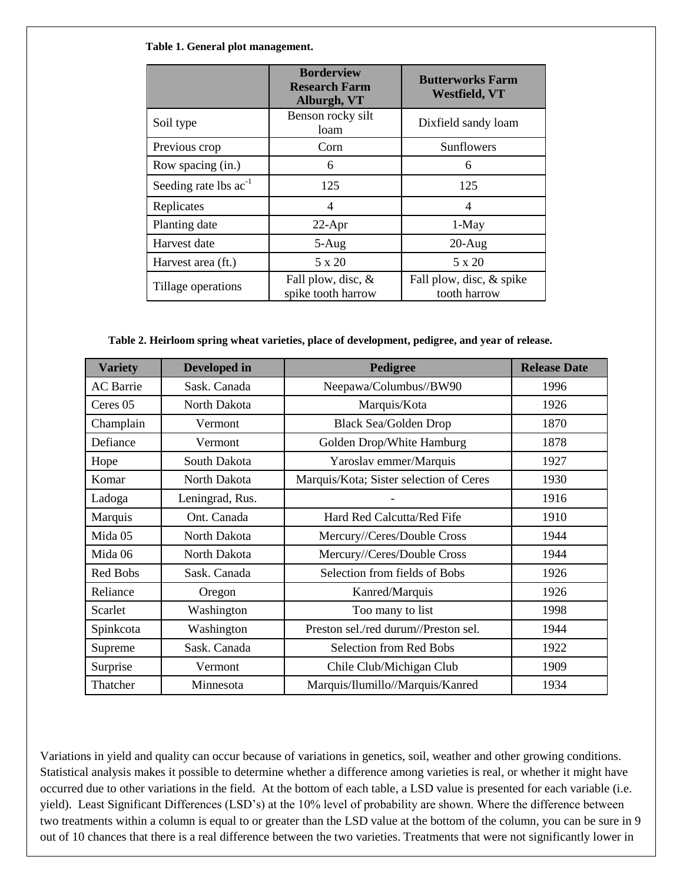**Table 1. General plot management.**

| | Borderview Research Farm Alburgh, VT | Butterworks Farm Westfield, VT |
|---|---|---|
| Soil type | Benson rocky silt loam | Dixfield sandy loam |
| Previous crop | Corn | Sunflowers |
| Row spacing (in.) | 6 | 6 |
| Seeding rate lbs $ac^{-1}$ | 125 | 125 |
| Replicates | 4 | 4 |
| Planting date | 22-Apr | 1-May |
| Harvest date | 5-Aug | 20-Aug |
| Harvest area (ft.) | 5 x 20 | 5 x 20 |
| Tillage operations | Fall plow, disc, & spike tooth harrow | Fall plow, disc, & spike tooth harrow |

**Table 2. Heirloom spring wheat varieties, place of development, pedigree, and year of release.**

| Variety | Developed in | Pedigree | Release Date |
|---|---|---|---|
| AC Barrie | Sask. Canada | Neepawa/Columbus//BW90 | 1996 |
| Ceres 05 | North Dakota | Marquis/Kota | 1926 |
| Champlain | Vermont | Black Sea/Golden Drop | 1870 |
| Defiance | Vermont | Golden Drop/White Hamburg | 1878 |
| Hope | South Dakota | Yaroslav emmer/Marquis | 1927 |
| Komar | North Dakota | Marquis/Kota; Sister selection of Ceres | 1930 |
| Ladoga | Leningrad, Rus. | - | 1916 |
| Marquis | Ont. Canada | Hard Red Calcutta/Red Fife | 1910 |
| Mida 05 | North Dakota | Mercury//Ceres/Double Cross | 1944 |
| Mida 06 | North Dakota | Mercury//Ceres/Double Cross | 1944 |
| Red Bobs | Sask. Canada | Selection from fields of Bobs | 1926 |
| Reliance | Oregon | Kanred/Marquis | 1926 |
| Scarlet | Washington | Too many to list | 1998 |
| Spinkcota | Washington | Preston sel./red durum//Preston sel. | 1944 |
| Supreme | Sask. Canada | Selection from Red Bobs | 1922 |
| Surprise | Vermont | Chile Club/Michigan Club | 1909 |
| Thatcher | Minnesota | Marquis/Ilumillo//Marquis/Kanred | 1934 |

Variations in yield and quality can occur because of variations in genetics, soil, weather and other growing conditions. Statistical analysis makes it possible to determine whether a difference among varieties is real, or whether it might have occurred due to other variations in the field. At the bottom of each table, a LSD value is presented for each variable (i.e. yield). Least Significant Differences (LSD's) at the 10% level of probability are shown. Where the difference between two treatments within a column is equal to or greater than the LSD value at the bottom of the column, you can be sure in 9 out of 10 chances that there is a real difference between the two varieties. Treatments that were not significantly lower in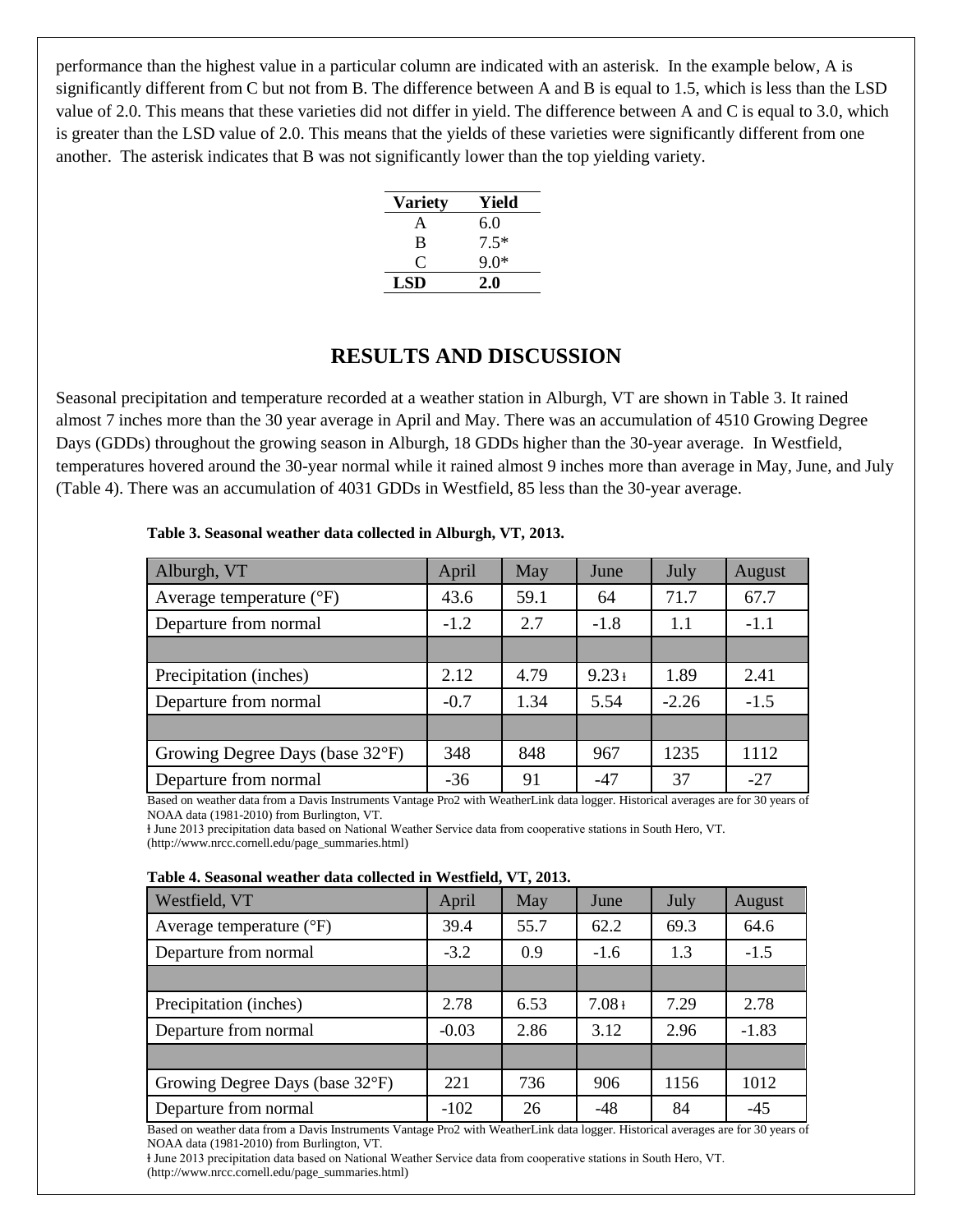performance than the highest value in a particular column are indicated with an asterisk. In the example below, A is significantly different from C but not from B. The difference between A and B is equal to 1.5, which is less than the LSD value of 2.0. This means that these varieties did not differ in yield. The difference between A and C is equal to 3.0, which is greater than the LSD value of 2.0. This means that the yields of these varieties were significantly different from one another. The asterisk indicates that B was not significantly lower than the top yielding variety.

| Variety | Yield |
|---|---|
| A | 6.0 |
| B | 7.5* |
| C | 9.0* |
| **LSD** | **2.0** |

## RESULTS AND DISCUSSION

Seasonal precipitation and temperature recorded at a weather station in Alburgh, VT are shown in Table 3. It rained almost 7 inches more than the 30 year average in April and May. There was an accumulation of 4510 Growing Degree Days (GDDs) throughout the growing season in Alburgh, 18 GDDs higher than the 30-year average. In Westfield, temperatures hovered around the 30-year normal while it rained almost 9 inches more than average in May, June, and July (Table 4). There was an accumulation of 4031 GDDs in Westfield, 85 less than the 30-year average.

**Table 3. Seasonal weather data collected in Alburgh, VT, 2013.**

| Alburgh, VT | April | May | June | July | August |
|---|---|---|---|---|---|
| Average temperature (°F) | 43.6 | 59.1 | 64 | 71.7 | 67.7 |
| Departure from normal | -1.2 | 2.7 | -1.8 | 1.1 | -1.1 |
| | | | | | |
| Precipitation (inches) | 2.12 | 4.79 | 9.23ɫ | 1.89 | 2.41 |
| Departure from normal | -0.7 | 1.34 | 5.54 | -2.26 | -1.5 |
| | | | | | |
| Growing Degree Days (base 32°F) | 348 | 848 | 967 | 1235 | 1112 |
| Departure from normal | -36 | 91 | -47 | 37 | -27 |

Based on weather data from a Davis Instruments Vantage Pro2 with WeatherLink data logger. Historical averages are for 30 years of NOAA data (1981-2010) from Burlington, VT.
ɫ June 2013 precipitation data based on National Weather Service data from cooperative stations in South Hero, VT. (http://www.nrcc.cornell.edu/page_summaries.html)

**Table 4. Seasonal weather data collected in Westfield, VT, 2013.**

| Westfield, VT | April | May | June | July | August |
|---|---|---|---|---|---|
| Average temperature (°F) | 39.4 | 55.7 | 62.2 | 69.3 | 64.6 |
| Departure from normal | -3.2 | 0.9 | -1.6 | 1.3 | -1.5 |
| | | | | | |
| Precipitation (inches) | 2.78 | 6.53 | 7.08ɫ | 7.29 | 2.78 |
| Departure from normal | -0.03 | 2.86 | 3.12 | 2.96 | -1.83 |
| | | | | | |
| Growing Degree Days (base 32°F) | 221 | 736 | 906 | 1156 | 1012 |
| Departure from normal | -102 | 26 | -48 | 84 | -45 |

Based on weather data from a Davis Instruments Vantage Pro2 with WeatherLink data logger. Historical averages are for 30 years of NOAA data (1981-2010) from Burlington, VT.
ɫ June 2013 precipitation data based on National Weather Service data from cooperative stations in South Hero, VT. (http://www.nrcc.cornell.edu/page_summaries.html)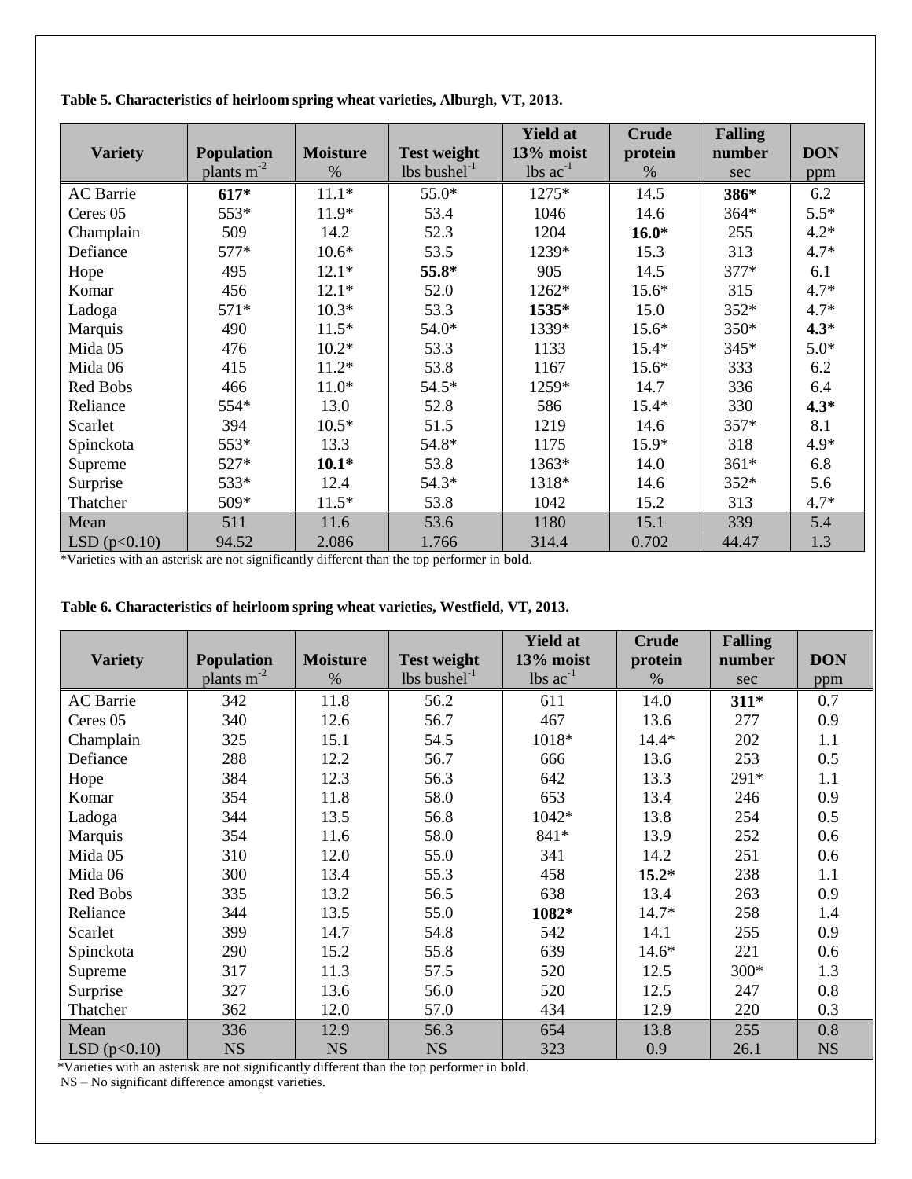**Table 5. Characteristics of heirloom spring wheat varieties, Alburgh, VT, 2013.**

| Variety | Population | Moisture | Test weight | Yield at 13% moist | Crude protein | Falling number | DON |
|---|---|---|---|---|---|---|---|
| | plants $m^{-2}$ | % | lbs $bushel^{-1}$ | lbs $ac^{-1}$ | % | sec | ppm |
| AC Barrie | **617*** | 11.1* | 55.0* | 1275* | 14.5 | **386*** | 6.2 |
| Ceres 05 | 553* | 11.9* | 53.4 | 1046 | 14.6 | 364* | 5.5* |
| Champlain | 509 | 14.2 | 52.3 | 1204 | **16.0*** | 255 | 4.2* |
| Defiance | 577* | 10.6* | 53.5 | 1239* | 15.3 | 313 | 4.7* |
| Hope | 495 | 12.1* | **55.8*** | 905 | 14.5 | 377* | 6.1 |
| Komar | 456 | 12.1* | 52.0 | 1262* | 15.6* | 315 | 4.7* |
| Ladoga | 571* | 10.3* | 53.3 | **1535*** | 15.0 | 352* | 4.7* |
| Marquis | 490 | 11.5* | 54.0* | 1339* | 15.6* | 350* | **4.3*** |
| Mida 05 | 476 | 10.2* | 53.3 | 1133 | 15.4* | 345* | 5.0* |
| Mida 06 | 415 | 11.2* | 53.8 | 1167 | 15.6* | 333 | 6.2 |
| Red Bobs | 466 | 11.0* | 54.5* | 1259* | 14.7 | 336 | 6.4 |
| Reliance | 554* | 13.0 | 52.8 | 586 | 15.4* | 330 | **4.3*** |
| Scarlet | 394 | 10.5* | 51.5 | 1219 | 14.6 | 357* | 8.1 |
| Spinckota | 553* | 13.3 | 54.8* | 1175 | 15.9* | 318 | 4.9* |
| Supreme | 527* | **10.1*** | 53.8 | 1363* | 14.0 | 361* | 6.8 |
| Surprise | 533* | 12.4 | 54.3* | 1318* | 14.6 | 352* | 5.6 |
| Thatcher | 509* | 11.5* | 53.8 | 1042 | 15.2 | 313 | 4.7* |
| Mean | 511 | 11.6 | 53.6 | 1180 | 15.1 | 339 | 5.4 |
| LSD ($p<0.10$) | 94.52 | 2.086 | 1.766 | 314.4 | 0.702 | 44.47 | 1.3 |

*Varieties with an asterisk are not significantly different than the top performer in **bold**.

**Table 6. Characteristics of heirloom spring wheat varieties, Westfield, VT, 2013.**

| Variety | Population | Moisture | Test weight | Yield at 13% moist | Crude protein | Falling number | DON |
|---|---|---|---|---|---|---|---|
| | plants $m^{-2}$ | % | lbs $bushel^{-1}$ | lbs $ac^{-1}$ | % | sec | ppm |
| AC Barrie | 342 | 11.8 | 56.2 | 611 | 14.0 | **311*** | 0.7 |
| Ceres 05 | 340 | 12.6 | 56.7 | 467 | 13.6 | 277 | 0.9 |
| Champlain | 325 | 15.1 | 54.5 | 1018* | 14.4* | 202 | 1.1 |
| Defiance | 288 | 12.2 | 56.7 | 666 | 13.6 | 253 | 0.5 |
| Hope | 384 | 12.3 | 56.3 | 642 | 13.3 | 291* | 1.1 |
| Komar | 354 | 11.8 | 58.0 | 653 | 13.4 | 246 | 0.9 |
| Ladoga | 344 | 13.5 | 56.8 | 1042* | 13.8 | 254 | 0.5 |
| Marquis | 354 | 11.6 | 58.0 | 841* | 13.9 | 252 | 0.6 |
| Mida 05 | 310 | 12.0 | 55.0 | 341 | 14.2 | 251 | 0.6 |
| Mida 06 | 300 | 13.4 | 55.3 | 458 | **15.2*** | 238 | 1.1 |
| Red Bobs | 335 | 13.2 | 56.5 | 638 | 13.4 | 263 | 0.9 |
| Reliance | 344 | 13.5 | 55.0 | **1082*** | 14.7* | 258 | 1.4 |
| Scarlet | 399 | 14.7 | 54.8 | 542 | 14.1 | 255 | 0.9 |
| Spinckota | 290 | 15.2 | 55.8 | 639 | 14.6* | 221 | 0.6 |
| Supreme | 317 | 11.3 | 57.5 | 520 | 12.5 | 300* | 1.3 |
| Surprise | 327 | 13.6 | 56.0 | 520 | 12.5 | 247 | 0.8 |
| Thatcher | 362 | 12.0 | 57.0 | 434 | 12.9 | 220 | 0.3 |
| Mean | 336 | 12.9 | 56.3 | 654 | 13.8 | 255 | 0.8 |
| LSD ($p<0.10$) | NS | NS | NS | 323 | 0.9 | 26.1 | NS |

*Varieties with an asterisk are not significantly different than the top performer in **bold**.
NS – No significant difference amongst varieties.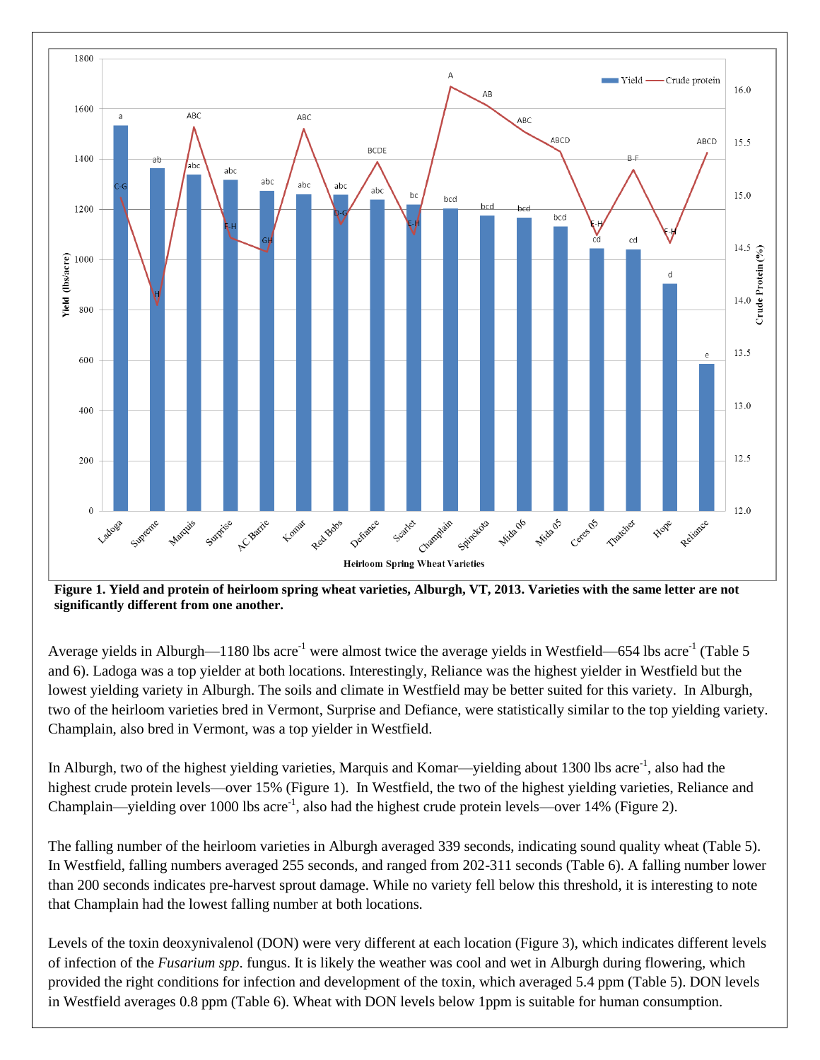**Figure 1. Yield and protein of heirloom spring wheat varieties, Alburgh, VT, 2013. Varieties with the same letter are not significantly different from one another.**

Average yields in Alburgh—1180 lbs acre$^{-1}$ were almost twice the average yields in Westfield—654 lbs acre$^{-1}$ (Table 5 and 6). Ladoga was a top yielder at both locations. Interestingly, Reliance was the highest yielder in Westfield but the lowest yielding variety in Alburgh. The soils and climate in Westfield may be better suited for this variety. In Alburgh, two of the heirloom varieties bred in Vermont, Surprise and Defiance, were statistically similar to the top yielding variety. Champlain, also bred in Vermont, was a top yielder in Westfield.

In Alburgh, two of the highest yielding varieties, Marquis and Komar—yielding about 1300 lbs acre$^{-1}$, also had the highest crude protein levels—over 15% (Figure 1). In Westfield, the two of the highest yielding varieties, Reliance and Champlain—yielding over 1000 lbs acre$^{-1}$, also had the highest crude protein levels—over 14% (Figure 2).

The falling number of the heirloom varieties in Alburgh averaged 339 seconds, indicating sound quality wheat (Table 5). In Westfield, falling numbers averaged 255 seconds, and ranged from 202-311 seconds (Table 6). A falling number lower than 200 seconds indicates pre-harvest sprout damage. While no variety fell below this threshold, it is interesting to note that Champlain had the lowest falling number at both locations.

Levels of the toxin deoxynivalenol (DON) were very different at each location (Figure 3), which indicates different levels of infection of the *Fusarium spp*. fungus. It is likely the weather was cool and wet in Alburgh during flowering, which provided the right conditions for infection and development of the toxin, which averaged 5.4 ppm (Table 5). DON levels in Westfield averages 0.8 ppm (Table 6). Wheat with DON levels below 1ppm is suitable for human consumption.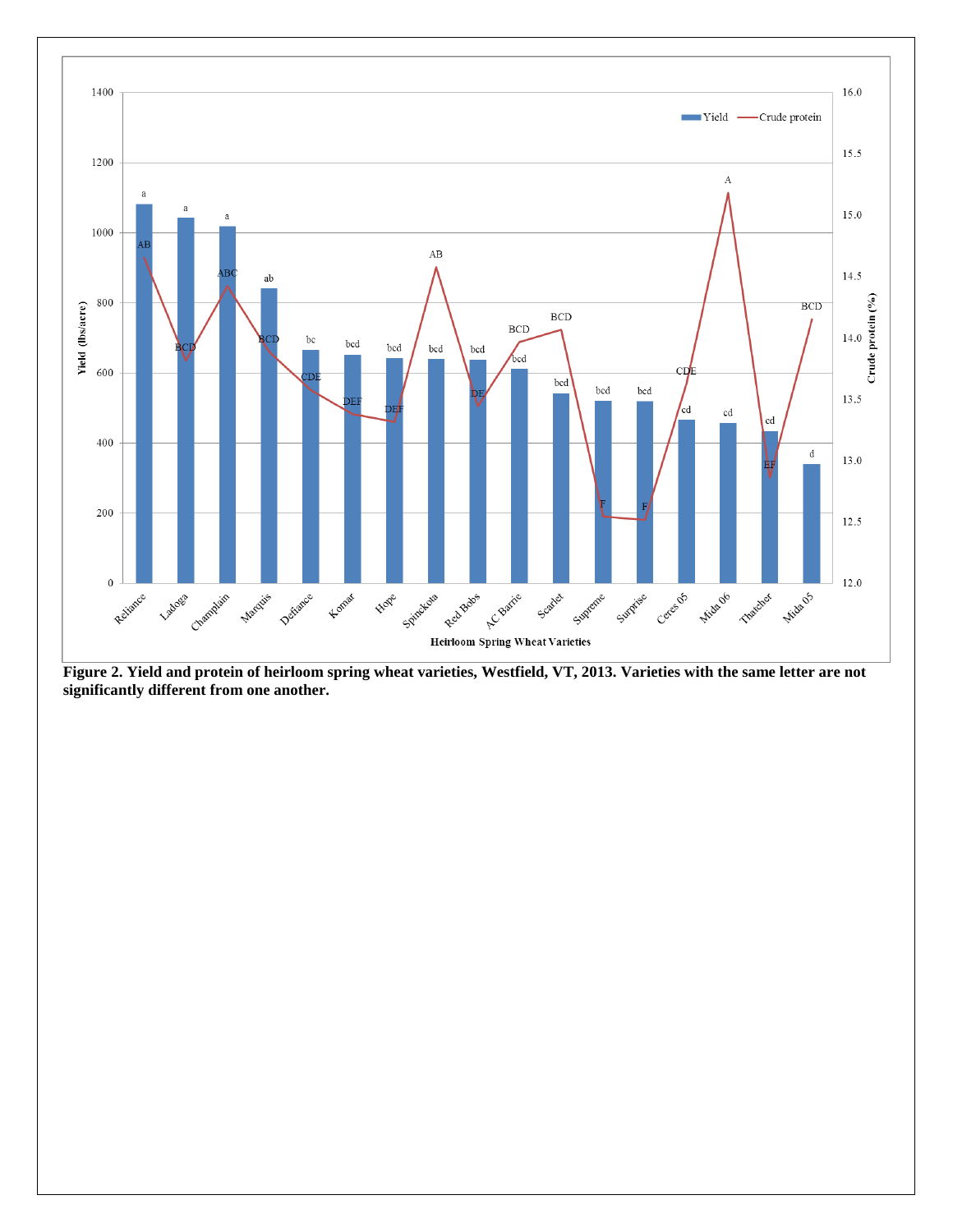**Figure 2. Yield and protein of heirloom spring wheat varieties, Westfield, VT, 2013. Varieties with the same letter are not significantly different from one another.**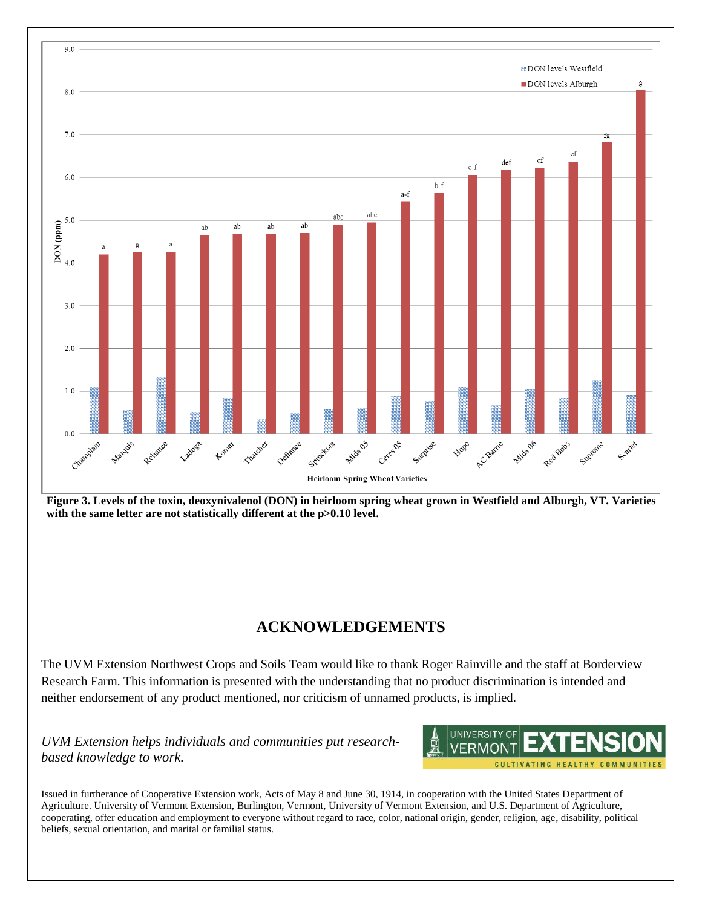9.0
8.0
7.0
6.0
5.0
4.0
3.0
2.0
1.0
0.0

DON (ppm)

DON levels Westfield
DON levels Alburgh

a a a ab ab ab ab abc abc a-f b-f c-f def ef ef fg g

Champlain Marquis Reliance Ladoga Komar Thatcher Defiance Spinckota Mida 05 Ceres 05 Surprise Hope AC Barrie Mida 06 Red Bobs Supreme Scarlet

Heirloom Spring Wheat Varieties

**Figure 3. Levels of the toxin, deoxynivalenol (DON) in heirloom spring wheat grown in Westfield and Alburgh, VT. Varieties with the same letter are not statistically different at the p>0.10 level.**

## ACKNOWLEDGEMENTS

The UVM Extension Northwest Crops and Soils Team would like to thank Roger Rainville and the staff at Borderview Research Farm. This information is presented with the understanding that no product discrimination is intended and neither endorsement of any product mentioned, nor criticism of unnamed products, is implied.

*UVM Extension helps individuals and communities put research-based knowledge to work.*

UNIVERSITY OF VERMONT EXTENSION
CULTIVATING HEALTHY COMMUNITIES

Issued in furtherance of Cooperative Extension work, Acts of May 8 and June 30, 1914, in cooperation with the United States Department of Agriculture. University of Vermont Extension, Burlington, Vermont, University of Vermont Extension, and U.S. Department of Agriculture, cooperating, offer education and employment to everyone without regard to race, color, national origin, gender, religion, age, disability, political beliefs, sexual orientation, and marital or familial status.